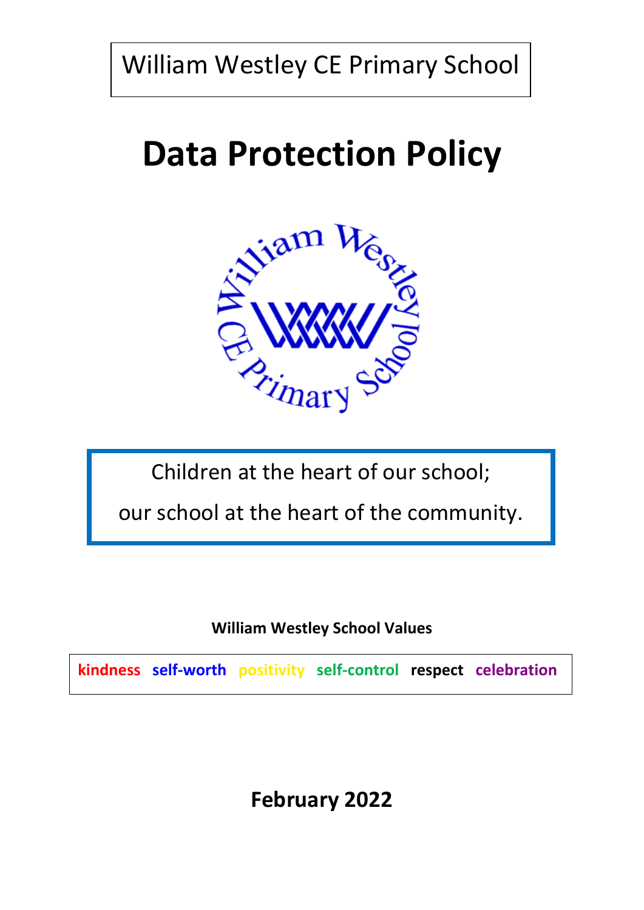William Westley CE Primary School

# Data Protection Policy

Children at the heart of our school;

our school at the heart of the community.

**William Westley School Values**

**kindness** **self-worth** **positivity** **self-control** **respect** **celebration**

**February 2022**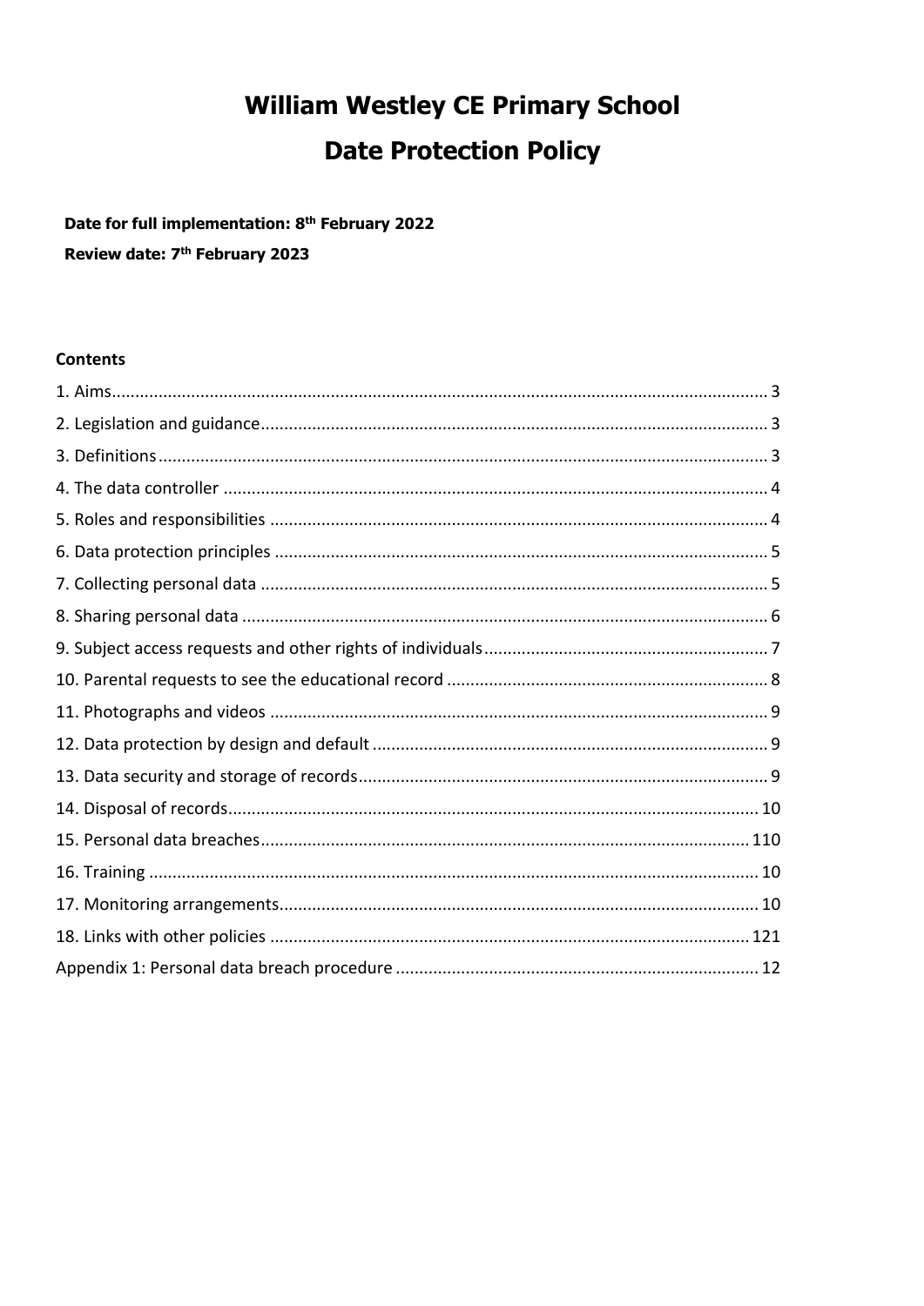# William Westley CE Primary School

# Date Protection Policy

**Date for full implementation: 8th February 2022**

**Review date: 7th February 2023**

**Contents**

1. Aims ........................................ 3
2. Legislation and guidance ........................................ 3
3. Definitions ........................................ 3
4. The data controller ........................................ 4
5. Roles and responsibilities ........................................ 4
6. Data protection principles ........................................ 5
7. Collecting personal data ........................................ 5
8. Sharing personal data ........................................ 6
9. Subject access requests and other rights of individuals ........................................ 7
10. Parental requests to see the educational record ........................................ 8
11. Photographs and videos ........................................ 9
12. Data protection by design and default ........................................ 9
13. Data security and storage of records ........................................ 9
14. Disposal of records ........................................ 10
15. Personal data breaches ........................................ 110
16. Training ........................................ 10
17. Monitoring arrangements ........................................ 10
18. Links with other policies ........................................ 121

Appendix 1: Personal data breach procedure ........................................ 12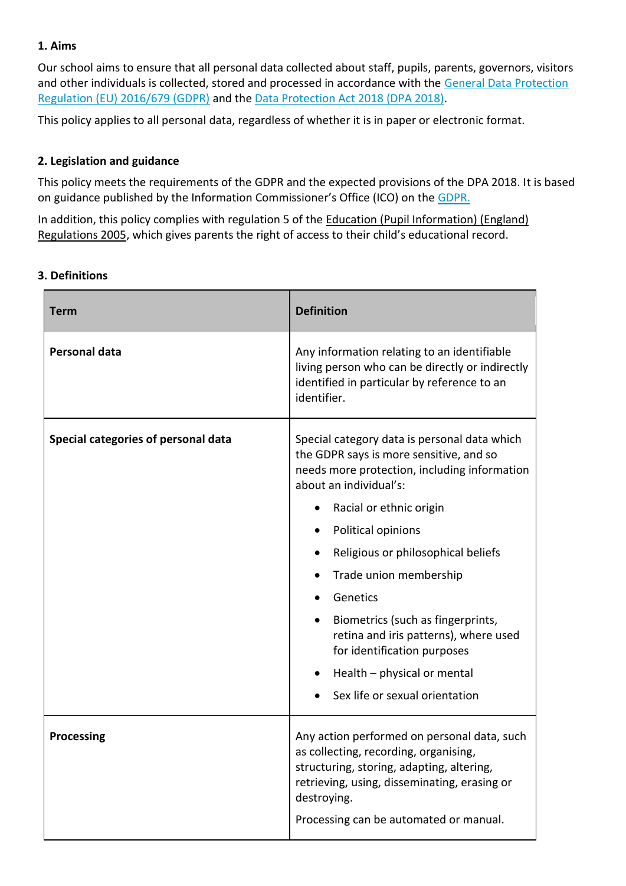### 1. Aims

Our school aims to ensure that all personal data collected about staff, pupils, parents, governors, visitors and other individuals is collected, stored and processed in accordance with the General Data Protection Regulation (EU) 2016/679 (GDPR) and the Data Protection Act 2018 (DPA 2018).

This policy applies to all personal data, regardless of whether it is in paper or electronic format.

### 2. Legislation and guidance

This policy meets the requirements of the GDPR and the expected provisions of the DPA 2018. It is based on guidance published by the Information Commissioner's Office (ICO) on the GDPR.

In addition, this policy complies with regulation 5 of the Education (Pupil Information) (England) Regulations 2005, which gives parents the right of access to their child's educational record.

### 3. Definitions

| Term | Definition |
|---|---|
| **Personal data** | Any information relating to an identifiable living person who can be directly or indirectly identified in particular by reference to an identifier. |
| **Special categories of personal data** | Special category data is personal data which the GDPR says is more sensitive, and so needs more protection, including information about an individual's:<br>• Racial or ethnic origin<br>• Political opinions<br>• Religious or philosophical beliefs<br>• Trade union membership<br>• Genetics<br>• Biometrics (such as fingerprints, retina and iris patterns), where used for identification purposes<br>• Health – physical or mental<br>• Sex life or sexual orientation |
| **Processing** | Any action performed on personal data, such as collecting, recording, organising, structuring, storing, adapting, altering, retrieving, using, disseminating, erasing or destroying.<br>Processing can be automated or manual. |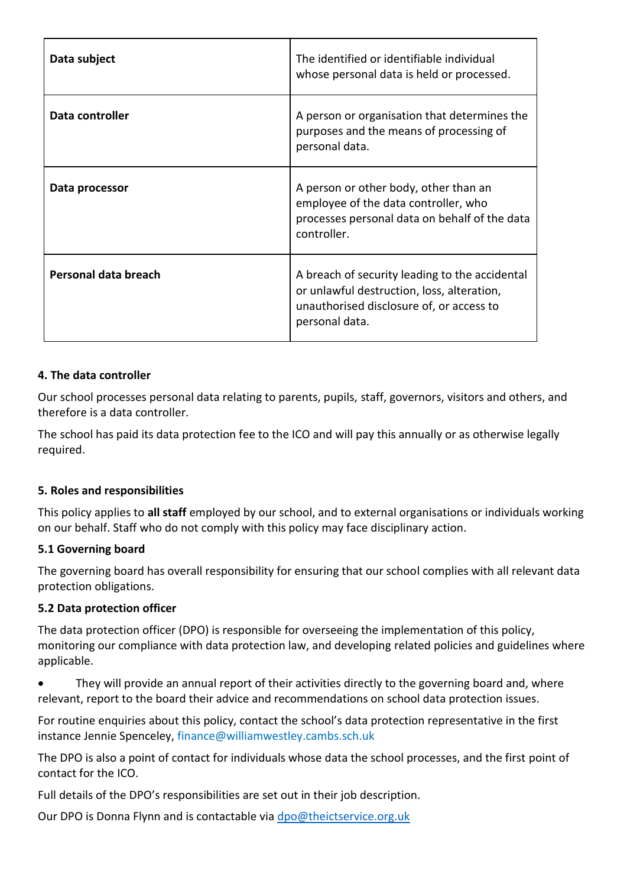| **Data subject** | The identified or identifiable individual whose personal data is held or processed. |
| --- | --- |
| **Data controller** | A person or organisation that determines the purposes and the means of processing of personal data. |
| **Data processor** | A person or other body, other than an employee of the data controller, who processes personal data on behalf of the data controller. |
| **Personal data breach** | A breach of security leading to the accidental or unlawful destruction, loss, alteration, unauthorised disclosure of, or access to personal data. |

**4. The data controller**

Our school processes personal data relating to parents, pupils, staff, governors, visitors and others, and therefore is a data controller.

The school has paid its data protection fee to the ICO and will pay this annually or as otherwise legally required.

**5. Roles and responsibilities**

This policy applies to **all staff** employed by our school, and to external organisations or individuals working on our behalf. Staff who do not comply with this policy may face disciplinary action.

**5.1 Governing board**

The governing board has overall responsibility for ensuring that our school complies with all relevant data protection obligations.

**5.2 Data protection officer**

The data protection officer (DPO) is responsible for overseeing the implementation of this policy, monitoring our compliance with data protection law, and developing related policies and guidelines where applicable.

- They will provide an annual report of their activities directly to the governing board and, where relevant, report to the board their advice and recommendations on school data protection issues.

For routine enquiries about this policy, contact the school's data protection representative in the first instance Jennie Spenceley, finance@williamwestley.cambs.sch.uk

The DPO is also a point of contact for individuals whose data the school processes, and the first point of contact for the ICO.

Full details of the DPO's responsibilities are set out in their job description.

Our DPO is Donna Flynn and is contactable via dpo@theictservice.org.uk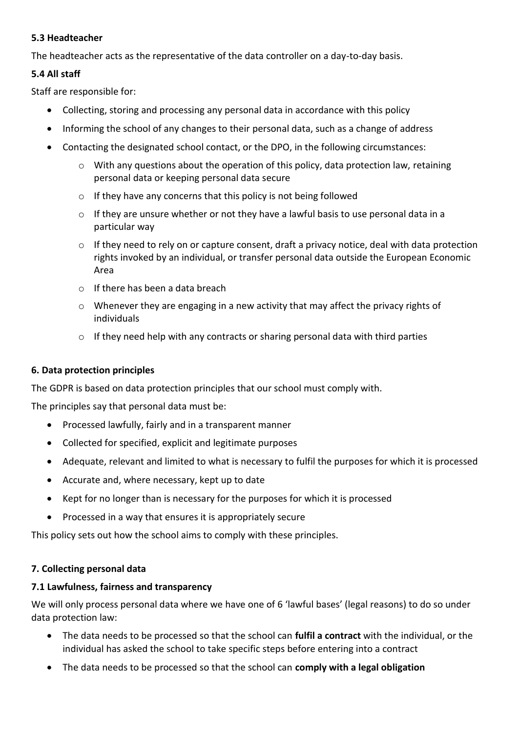### 5.3 Headteacher

The headteacher acts as the representative of the data controller on a day-to-day basis.

### 5.4 All staff

Staff are responsible for:

- Collecting, storing and processing any personal data in accordance with this policy
- Informing the school of any changes to their personal data, such as a change of address
- Contacting the designated school contact, or the DPO, in the following circumstances:
  - With any questions about the operation of this policy, data protection law, retaining personal data or keeping personal data secure
  - If they have any concerns that this policy is not being followed
  - If they are unsure whether or not they have a lawful basis to use personal data in a particular way
  - If they need to rely on or capture consent, draft a privacy notice, deal with data protection rights invoked by an individual, or transfer personal data outside the European Economic Area
  - If there has been a data breach
  - Whenever they are engaging in a new activity that may affect the privacy rights of individuals
  - If they need help with any contracts or sharing personal data with third parties

## 6. Data protection principles

The GDPR is based on data protection principles that our school must comply with.

The principles say that personal data must be:

- Processed lawfully, fairly and in a transparent manner
- Collected for specified, explicit and legitimate purposes
- Adequate, relevant and limited to what is necessary to fulfil the purposes for which it is processed
- Accurate and, where necessary, kept up to date
- Kept for no longer than is necessary for the purposes for which it is processed
- Processed in a way that ensures it is appropriately secure

This policy sets out how the school aims to comply with these principles.

## 7. Collecting personal data

### 7.1 Lawfulness, fairness and transparency

We will only process personal data where we have one of 6 'lawful bases' (legal reasons) to do so under data protection law:

- The data needs to be processed so that the school can **fulfil a contract** with the individual, or the individual has asked the school to take specific steps before entering into a contract
- The data needs to be processed so that the school can **comply with a legal obligation**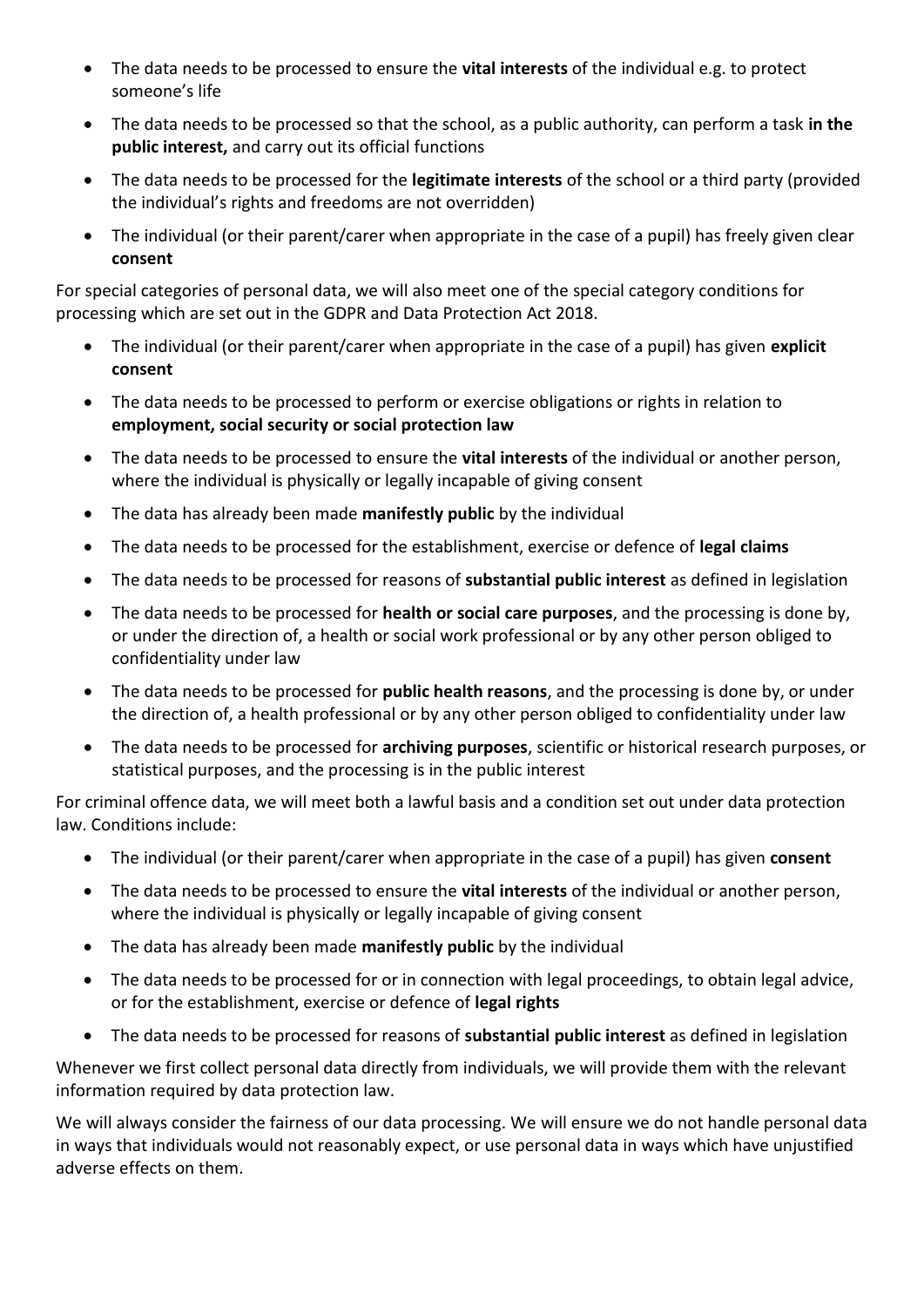- The data needs to be processed to ensure the **vital interests** of the individual e.g. to protect someone's life
- The data needs to be processed so that the school, as a public authority, can perform a task **in the public interest,** and carry out its official functions
- The data needs to be processed for the **legitimate interests** of the school or a third party (provided the individual's rights and freedoms are not overridden)
- The individual (or their parent/carer when appropriate in the case of a pupil) has freely given clear **consent**

For special categories of personal data, we will also meet one of the special category conditions for processing which are set out in the GDPR and Data Protection Act 2018.

- The individual (or their parent/carer when appropriate in the case of a pupil) has given **explicit consent**
- The data needs to be processed to perform or exercise obligations or rights in relation to **employment, social security or social protection law**
- The data needs to be processed to ensure the **vital interests** of the individual or another person, where the individual is physically or legally incapable of giving consent
- The data has already been made **manifestly public** by the individual
- The data needs to be processed for the establishment, exercise or defence of **legal claims**
- The data needs to be processed for reasons of **substantial public interest** as defined in legislation
- The data needs to be processed for **health or social care purposes**, and the processing is done by, or under the direction of, a health or social work professional or by any other person obliged to confidentiality under law
- The data needs to be processed for **public health reasons**, and the processing is done by, or under the direction of, a health professional or by any other person obliged to confidentiality under law
- The data needs to be processed for **archiving purposes**, scientific or historical research purposes, or statistical purposes, and the processing is in the public interest

For criminal offence data, we will meet both a lawful basis and a condition set out under data protection law. Conditions include:

- The individual (or their parent/carer when appropriate in the case of a pupil) has given **consent**
- The data needs to be processed to ensure the **vital interests** of the individual or another person, where the individual is physically or legally incapable of giving consent
- The data has already been made **manifestly public** by the individual
- The data needs to be processed for or in connection with legal proceedings, to obtain legal advice, or for the establishment, exercise or defence of **legal rights**
- The data needs to be processed for reasons of **substantial public interest** as defined in legislation

Whenever we first collect personal data directly from individuals, we will provide them with the relevant information required by data protection law.

We will always consider the fairness of our data processing. We will ensure we do not handle personal data in ways that individuals would not reasonably expect, or use personal data in ways which have unjustified adverse effects on them.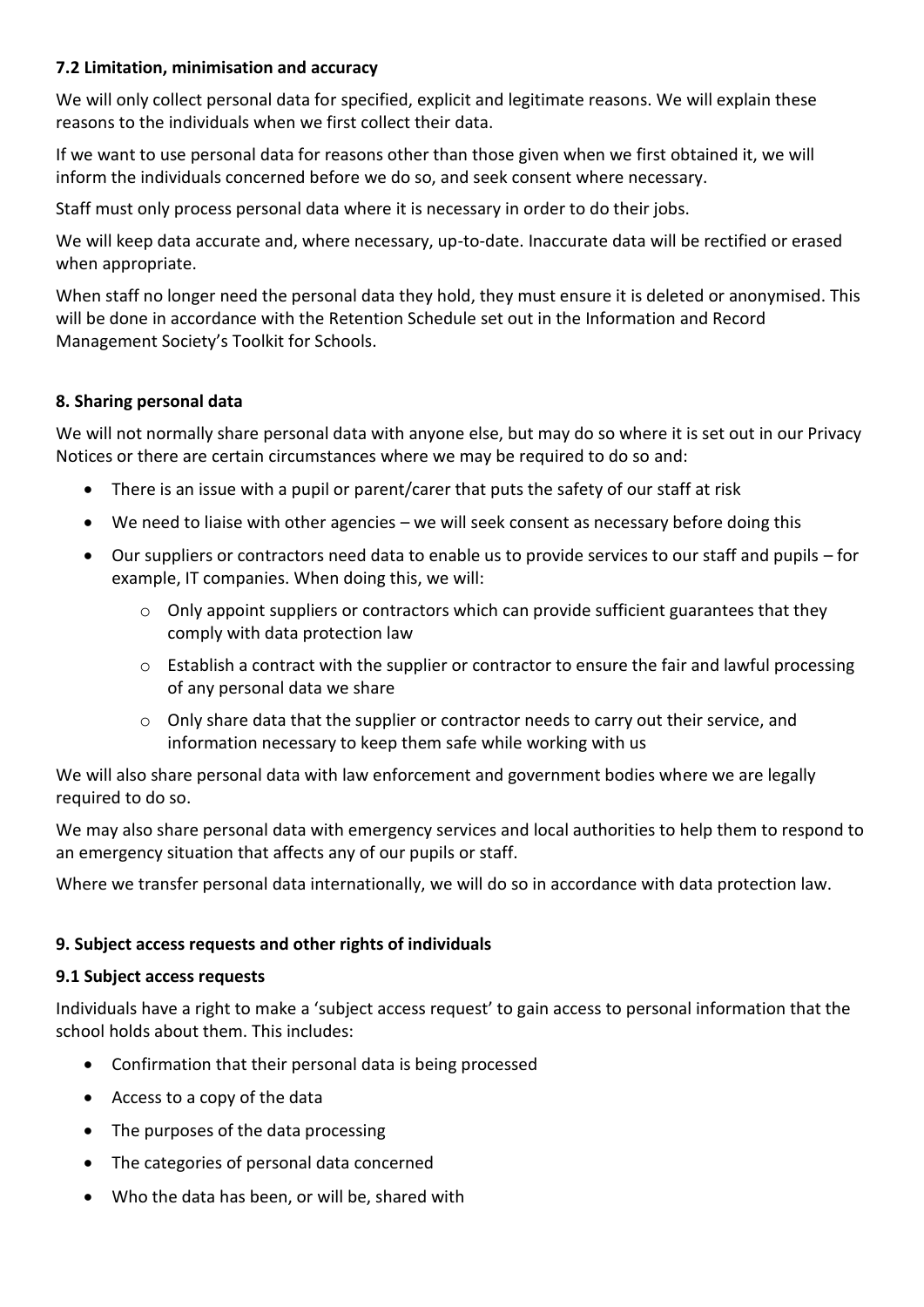### 7.2 Limitation, minimisation and accuracy

We will only collect personal data for specified, explicit and legitimate reasons. We will explain these reasons to the individuals when we first collect their data.

If we want to use personal data for reasons other than those given when we first obtained it, we will inform the individuals concerned before we do so, and seek consent where necessary.

Staff must only process personal data where it is necessary in order to do their jobs.

We will keep data accurate and, where necessary, up-to-date. Inaccurate data will be rectified or erased when appropriate.

When staff no longer need the personal data they hold, they must ensure it is deleted or anonymised. This will be done in accordance with the Retention Schedule set out in the Information and Record Management Society's Toolkit for Schools.

## 8. Sharing personal data

We will not normally share personal data with anyone else, but may do so where it is set out in our Privacy Notices or there are certain circumstances where we may be required to do so and:

- There is an issue with a pupil or parent/carer that puts the safety of our staff at risk
- We need to liaise with other agencies – we will seek consent as necessary before doing this
- Our suppliers or contractors need data to enable us to provide services to our staff and pupils – for example, IT companies. When doing this, we will:
  - Only appoint suppliers or contractors which can provide sufficient guarantees that they comply with data protection law
  - Establish a contract with the supplier or contractor to ensure the fair and lawful processing of any personal data we share
  - Only share data that the supplier or contractor needs to carry out their service, and information necessary to keep them safe while working with us

We will also share personal data with law enforcement and government bodies where we are legally required to do so.

We may also share personal data with emergency services and local authorities to help them to respond to an emergency situation that affects any of our pupils or staff.

Where we transfer personal data internationally, we will do so in accordance with data protection law.

## 9. Subject access requests and other rights of individuals

### 9.1 Subject access requests

Individuals have a right to make a 'subject access request' to gain access to personal information that the school holds about them. This includes:

- Confirmation that their personal data is being processed
- Access to a copy of the data
- The purposes of the data processing
- The categories of personal data concerned
- Who the data has been, or will be, shared with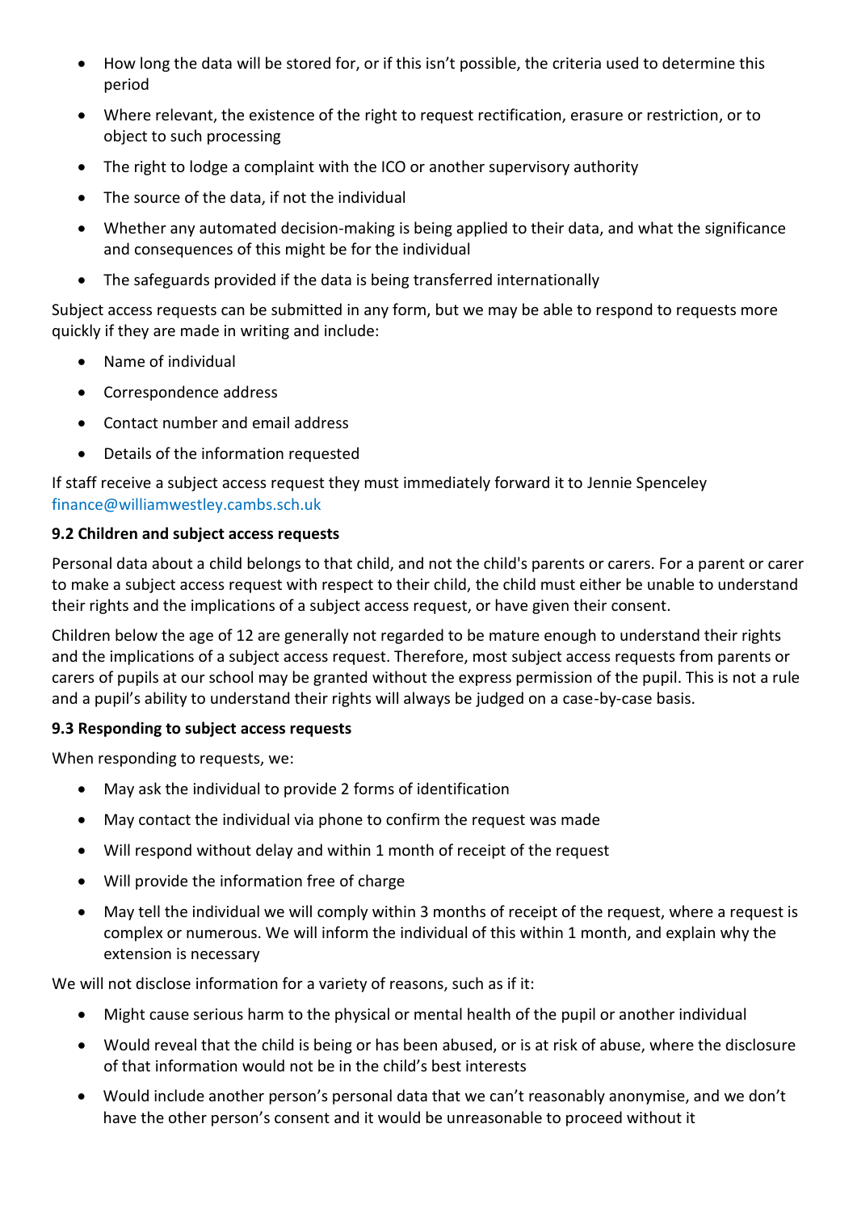- How long the data will be stored for, or if this isn't possible, the criteria used to determine this period
- Where relevant, the existence of the right to request rectification, erasure or restriction, or to object to such processing
- The right to lodge a complaint with the ICO or another supervisory authority
- The source of the data, if not the individual
- Whether any automated decision-making is being applied to their data, and what the significance and consequences of this might be for the individual
- The safeguards provided if the data is being transferred internationally

Subject access requests can be submitted in any form, but we may be able to respond to requests more quickly if they are made in writing and include:

- Name of individual
- Correspondence address
- Contact number and email address
- Details of the information requested

If staff receive a subject access request they must immediately forward it to Jennie Spenceley finance@williamwestley.cambs.sch.uk

**9.2 Children and subject access requests**

Personal data about a child belongs to that child, and not the child's parents or carers. For a parent or carer to make a subject access request with respect to their child, the child must either be unable to understand their rights and the implications of a subject access request, or have given their consent.

Children below the age of 12 are generally not regarded to be mature enough to understand their rights and the implications of a subject access request. Therefore, most subject access requests from parents or carers of pupils at our school may be granted without the express permission of the pupil. This is not a rule and a pupil's ability to understand their rights will always be judged on a case-by-case basis.

**9.3 Responding to subject access requests**

When responding to requests, we:

- May ask the individual to provide 2 forms of identification
- May contact the individual via phone to confirm the request was made
- Will respond without delay and within 1 month of receipt of the request
- Will provide the information free of charge
- May tell the individual we will comply within 3 months of receipt of the request, where a request is complex or numerous. We will inform the individual of this within 1 month, and explain why the extension is necessary

We will not disclose information for a variety of reasons, such as if it:

- Might cause serious harm to the physical or mental health of the pupil or another individual
- Would reveal that the child is being or has been abused, or is at risk of abuse, where the disclosure of that information would not be in the child's best interests
- Would include another person's personal data that we can't reasonably anonymise, and we don't have the other person's consent and it would be unreasonable to proceed without it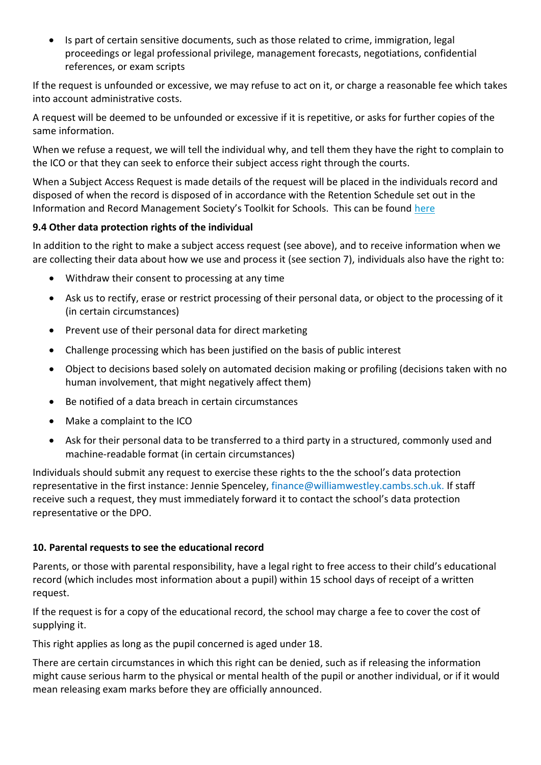- Is part of certain sensitive documents, such as those related to crime, immigration, legal proceedings or legal professional privilege, management forecasts, negotiations, confidential references, or exam scripts

If the request is unfounded or excessive, we may refuse to act on it, or charge a reasonable fee which takes into account administrative costs.

A request will be deemed to be unfounded or excessive if it is repetitive, or asks for further copies of the same information.

When we refuse a request, we will tell the individual why, and tell them they have the right to complain to the ICO or that they can seek to enforce their subject access right through the courts.

When a Subject Access Request is made details of the request will be placed in the individuals record and disposed of when the record is disposed of in accordance with the Retention Schedule set out in the Information and Record Management Society's Toolkit for Schools. This can be found here

**9.4 Other data protection rights of the individual**

In addition to the right to make a subject access request (see above), and to receive information when we are collecting their data about how we use and process it (see section 7), individuals also have the right to:

- Withdraw their consent to processing at any time
- Ask us to rectify, erase or restrict processing of their personal data, or object to the processing of it (in certain circumstances)
- Prevent use of their personal data for direct marketing
- Challenge processing which has been justified on the basis of public interest
- Object to decisions based solely on automated decision making or profiling (decisions taken with no human involvement, that might negatively affect them)
- Be notified of a data breach in certain circumstances
- Make a complaint to the ICO
- Ask for their personal data to be transferred to a third party in a structured, commonly used and machine-readable format (in certain circumstances)

Individuals should submit any request to exercise these rights to the the school's data protection representative in the first instance: Jennie Spenceley, finance@williamwestley.cambs.sch.uk. If staff receive such a request, they must immediately forward it to contact the school's data protection representative or the DPO.

**10. Parental requests to see the educational record**

Parents, or those with parental responsibility, have a legal right to free access to their child's educational record (which includes most information about a pupil) within 15 school days of receipt of a written request.

If the request is for a copy of the educational record, the school may charge a fee to cover the cost of supplying it.

This right applies as long as the pupil concerned is aged under 18.

There are certain circumstances in which this right can be denied, such as if releasing the information might cause serious harm to the physical or mental health of the pupil or another individual, or if it would mean releasing exam marks before they are officially announced.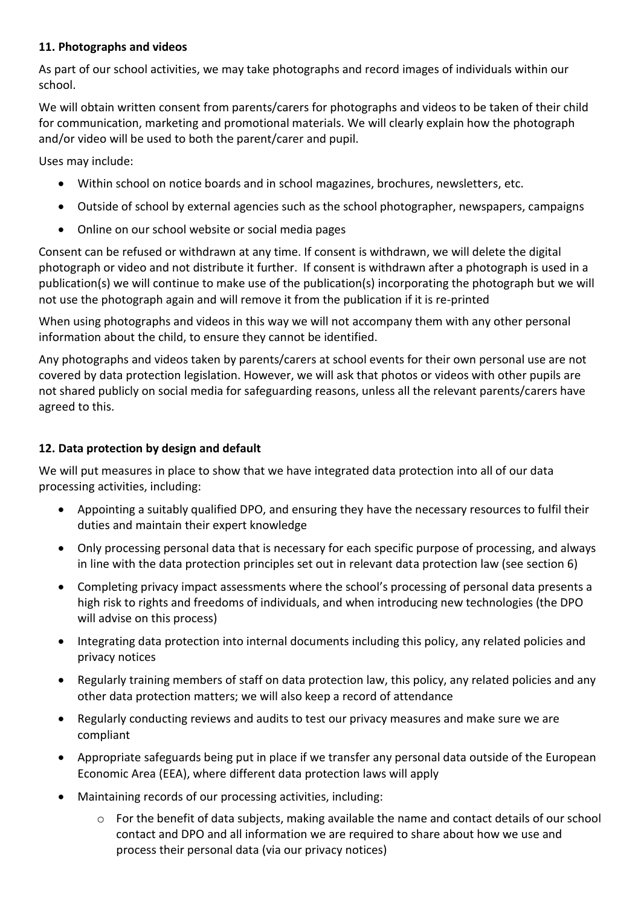### 11. Photographs and videos

As part of our school activities, we may take photographs and record images of individuals within our school.

We will obtain written consent from parents/carers for photographs and videos to be taken of their child for communication, marketing and promotional materials. We will clearly explain how the photograph and/or video will be used to both the parent/carer and pupil.

Uses may include:

- Within school on notice boards and in school magazines, brochures, newsletters, etc.
- Outside of school by external agencies such as the school photographer, newspapers, campaigns
- Online on our school website or social media pages

Consent can be refused or withdrawn at any time. If consent is withdrawn, we will delete the digital photograph or video and not distribute it further. If consent is withdrawn after a photograph is used in a publication(s) we will continue to make use of the publication(s) incorporating the photograph but we will not use the photograph again and will remove it from the publication if it is re-printed

When using photographs and videos in this way we will not accompany them with any other personal information about the child, to ensure they cannot be identified.

Any photographs and videos taken by parents/carers at school events for their own personal use are not covered by data protection legislation. However, we will ask that photos or videos with other pupils are not shared publicly on social media for safeguarding reasons, unless all the relevant parents/carers have agreed to this.

### 12. Data protection by design and default

We will put measures in place to show that we have integrated data protection into all of our data processing activities, including:

- Appointing a suitably qualified DPO, and ensuring they have the necessary resources to fulfil their duties and maintain their expert knowledge
- Only processing personal data that is necessary for each specific purpose of processing, and always in line with the data protection principles set out in relevant data protection law (see section 6)
- Completing privacy impact assessments where the school's processing of personal data presents a high risk to rights and freedoms of individuals, and when introducing new technologies (the DPO will advise on this process)
- Integrating data protection into internal documents including this policy, any related policies and privacy notices
- Regularly training members of staff on data protection law, this policy, any related policies and any other data protection matters; we will also keep a record of attendance
- Regularly conducting reviews and audits to test our privacy measures and make sure we are compliant
- Appropriate safeguards being put in place if we transfer any personal data outside of the European Economic Area (EEA), where different data protection laws will apply
- Maintaining records of our processing activities, including:
    - For the benefit of data subjects, making available the name and contact details of our school contact and DPO and all information we are required to share about how we use and process their personal data (via our privacy notices)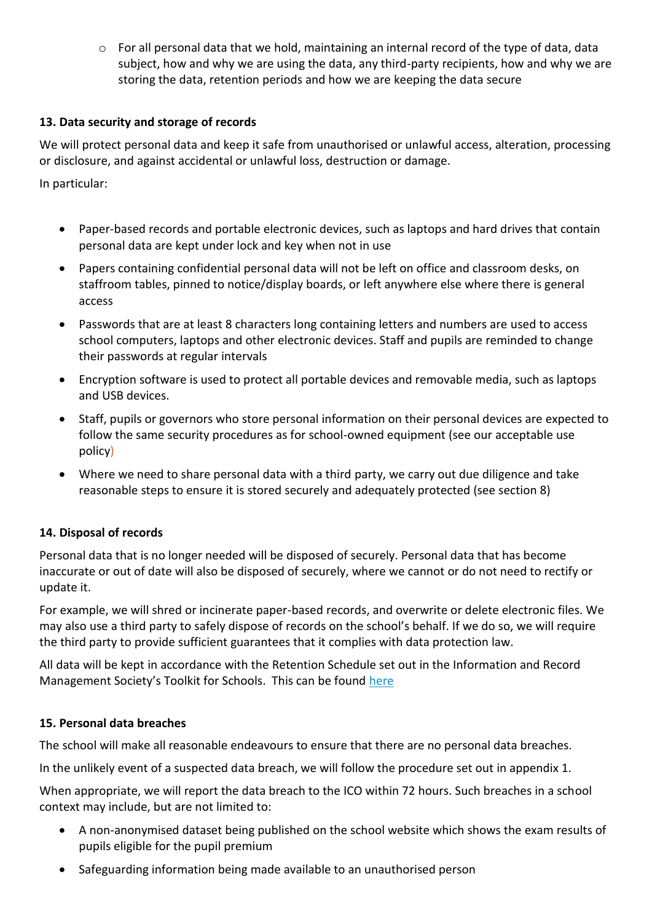- For all personal data that we hold, maintaining an internal record of the type of data, data subject, how and why we are using the data, any third-party recipients, how and why we are storing the data, retention periods and how we are keeping the data secure

**13. Data security and storage of records**

We will protect personal data and keep it safe from unauthorised or unlawful access, alteration, processing or disclosure, and against accidental or unlawful loss, destruction or damage.

In particular:

- Paper-based records and portable electronic devices, such as laptops and hard drives that contain personal data are kept under lock and key when not in use
- Papers containing confidential personal data will not be left on office and classroom desks, on staffroom tables, pinned to notice/display boards, or left anywhere else where there is general access
- Passwords that are at least 8 characters long containing letters and numbers are used to access school computers, laptops and other electronic devices. Staff and pupils are reminded to change their passwords at regular intervals
- Encryption software is used to protect all portable devices and removable media, such as laptops and USB devices.
- Staff, pupils or governors who store personal information on their personal devices are expected to follow the same security procedures as for school-owned equipment (see our acceptable use policy)
- Where we need to share personal data with a third party, we carry out due diligence and take reasonable steps to ensure it is stored securely and adequately protected (see section 8)

**14. Disposal of records**

Personal data that is no longer needed will be disposed of securely. Personal data that has become inaccurate or out of date will also be disposed of securely, where we cannot or do not need to rectify or update it.

For example, we will shred or incinerate paper-based records, and overwrite or delete electronic files. We may also use a third party to safely dispose of records on the school's behalf. If we do so, we will require the third party to provide sufficient guarantees that it complies with data protection law.

All data will be kept in accordance with the Retention Schedule set out in the Information and Record Management Society's Toolkit for Schools. This can be found here

**15. Personal data breaches**

The school will make all reasonable endeavours to ensure that there are no personal data breaches.

In the unlikely event of a suspected data breach, we will follow the procedure set out in appendix 1.

When appropriate, we will report the data breach to the ICO within 72 hours. Such breaches in a school context may include, but are not limited to:

- A non-anonymised dataset being published on the school website which shows the exam results of pupils eligible for the pupil premium
- Safeguarding information being made available to an unauthorised person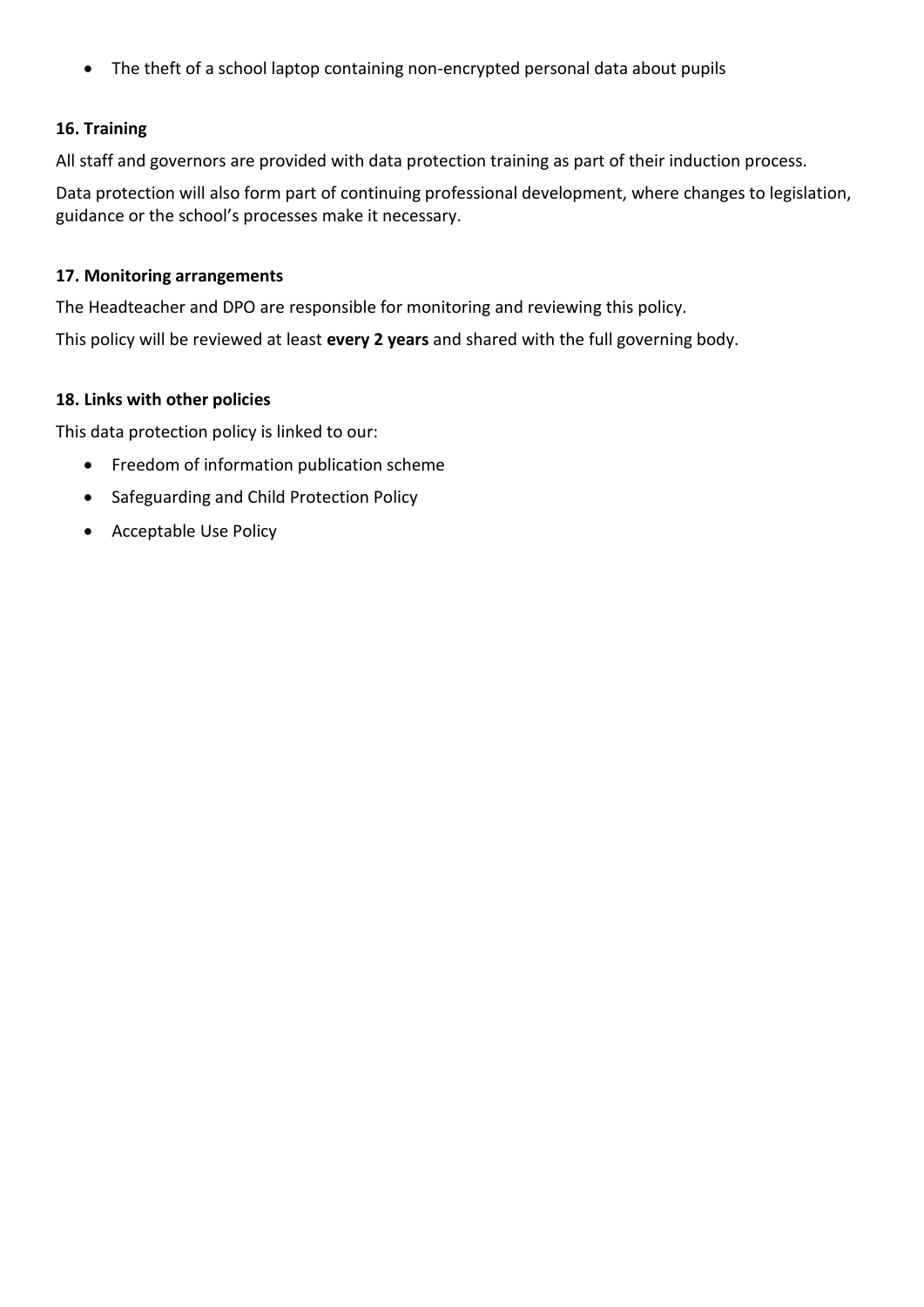- The theft of a school laptop containing non-encrypted personal data about pupils

### 16. Training

All staff and governors are provided with data protection training as part of their induction process.

Data protection will also form part of continuing professional development, where changes to legislation, guidance or the school's processes make it necessary.

### 17. Monitoring arrangements

The Headteacher and DPO are responsible for monitoring and reviewing this policy.

This policy will be reviewed at least **every 2 years** and shared with the full governing body.

### 18. Links with other policies

This data protection policy is linked to our:

- Freedom of information publication scheme
- Safeguarding and Child Protection Policy
- Acceptable Use Policy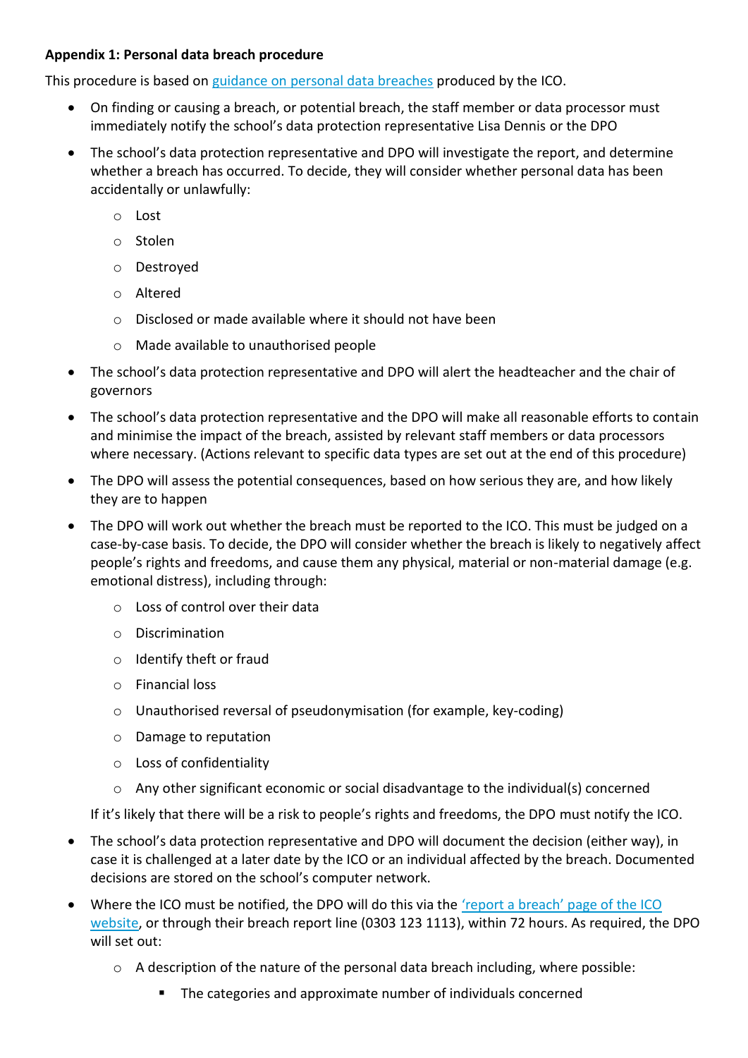**Appendix 1: Personal data breach procedure**

This procedure is based on [guidance on personal data breaches](guidance on personal data breaches) produced by the ICO.

- On finding or causing a breach, or potential breach, the staff member or data processor must immediately notify the school's data protection representative Lisa Dennis or the DPO
- The school's data protection representative and DPO will investigate the report, and determine whether a breach has occurred. To decide, they will consider whether personal data has been accidentally or unlawfully:
    - Lost
    - Stolen
    - Destroyed
    - Altered
    - Disclosed or made available where it should not have been
    - Made available to unauthorised people
- The school's data protection representative and DPO will alert the headteacher and the chair of governors
- The school's data protection representative and the DPO will make all reasonable efforts to contain and minimise the impact of the breach, assisted by relevant staff members or data processors where necessary. (Actions relevant to specific data types are set out at the end of this procedure)
- The DPO will assess the potential consequences, based on how serious they are, and how likely they are to happen
- The DPO will work out whether the breach must be reported to the ICO. This must be judged on a case-by-case basis. To decide, the DPO will consider whether the breach is likely to negatively affect people's rights and freedoms, and cause them any physical, material or non-material damage (e.g. emotional distress), including through:
    - Loss of control over their data
    - Discrimination
    - Identify theft or fraud
    - Financial loss
    - Unauthorised reversal of pseudonymisation (for example, key-coding)
    - Damage to reputation
    - Loss of confidentiality
    - Any other significant economic or social disadvantage to the individual(s) concerned

  If it's likely that there will be a risk to people's rights and freedoms, the DPO must notify the ICO.
- The school's data protection representative and DPO will document the decision (either way), in case it is challenged at a later date by the ICO or an individual affected by the breach. Documented decisions are stored on the school's computer network.
- Where the ICO must be notified, the DPO will do this via the ['report a breach' page of the ICO website](‘report a breach’ page of the ICO website), or through their breach report line (0303 123 1113), within 72 hours. As required, the DPO will set out:
    - A description of the nature of the personal data breach including, where possible:
        - The categories and approximate number of individuals concerned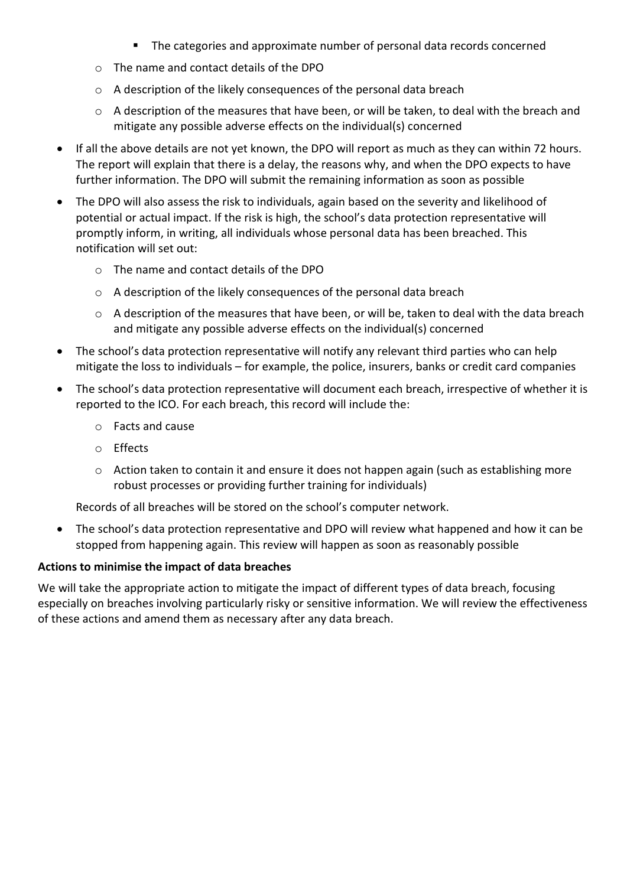- The categories and approximate number of personal data records concerned
    - The name and contact details of the DPO
    - A description of the likely consequences of the personal data breach
    - A description of the measures that have been, or will be taken, to deal with the breach and mitigate any possible adverse effects on the individual(s) concerned
- If all the above details are not yet known, the DPO will report as much as they can within 72 hours. The report will explain that there is a delay, the reasons why, and when the DPO expects to have further information. The DPO will submit the remaining information as soon as possible
- The DPO will also assess the risk to individuals, again based on the severity and likelihood of potential or actual impact. If the risk is high, the school's data protection representative will promptly inform, in writing, all individuals whose personal data has been breached. This notification will set out:
    - The name and contact details of the DPO
    - A description of the likely consequences of the personal data breach
    - A description of the measures that have been, or will be, taken to deal with the data breach and mitigate any possible adverse effects on the individual(s) concerned
- The school's data protection representative will notify any relevant third parties who can help mitigate the loss to individuals – for example, the police, insurers, banks or credit card companies
- The school's data protection representative will document each breach, irrespective of whether it is reported to the ICO. For each breach, this record will include the:
    - Facts and cause
    - Effects
    - Action taken to contain it and ensure it does not happen again (such as establishing more robust processes or providing further training for individuals)

  Records of all breaches will be stored on the school's computer network.
- The school's data protection representative and DPO will review what happened and how it can be stopped from happening again. This review will happen as soon as reasonably possible

**Actions to minimise the impact of data breaches**

We will take the appropriate action to mitigate the impact of different types of data breach, focusing especially on breaches involving particularly risky or sensitive information. We will review the effectiveness of these actions and amend them as necessary after any data breach.